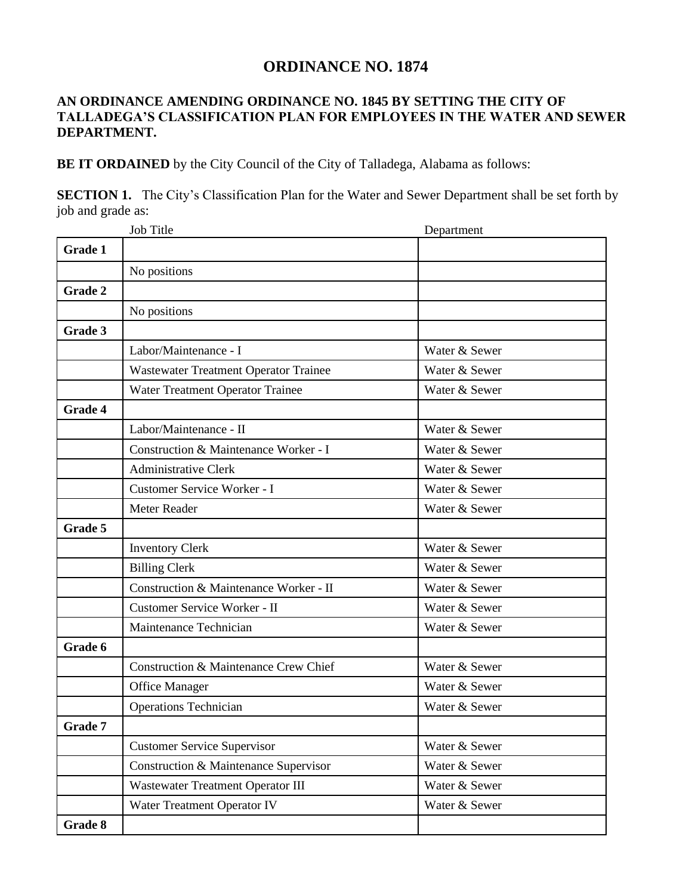# ORDINANCE NO. 1874

**AN ORDINANCE AMENDING ORDINANCE NO. 1845 BY SETTING THE CITY OF TALLADEGA'S CLASSIFICATION PLAN FOR EMPLOYEES IN THE WATER AND SEWER DEPARTMENT.**

**BE IT ORDAINED** by the City Council of the City of Talladega, Alabama as follows:

**SECTION 1.** The City's Classification Plan for the Water and Sewer Department shall be set forth by job and grade as:

| | Job Title | Department |
|---|---|---|
| **Grade 1** | | |
| | No positions | |
| **Grade 2** | | |
| | No positions | |
| **Grade 3** | | |
| | Labor/Maintenance - I | Water & Sewer |
| | Wastewater Treatment Operator Trainee | Water & Sewer |
| | Water Treatment Operator Trainee | Water & Sewer |
| **Grade 4** | | |
| | Labor/Maintenance - II | Water & Sewer |
| | Construction & Maintenance Worker - I | Water & Sewer |
| | Administrative Clerk | Water & Sewer |
| | Customer Service Worker - I | Water & Sewer |
| | Meter Reader | Water & Sewer |
| **Grade 5** | | |
| | Inventory Clerk | Water & Sewer |
| | Billing Clerk | Water & Sewer |
| | Construction & Maintenance Worker - II | Water & Sewer |
| | Customer Service Worker - II | Water & Sewer |
| | Maintenance Technician | Water & Sewer |
| **Grade 6** | | |
| | Construction & Maintenance Crew Chief | Water & Sewer |
| | Office Manager | Water & Sewer |
| | Operations Technician | Water & Sewer |
| **Grade 7** | | |
| | Customer Service Supervisor | Water & Sewer |
| | Construction & Maintenance Supervisor | Water & Sewer |
| | Wastewater Treatment Operator III | Water & Sewer |
| | Water Treatment Operator IV | Water & Sewer |
| **Grade 8** | | |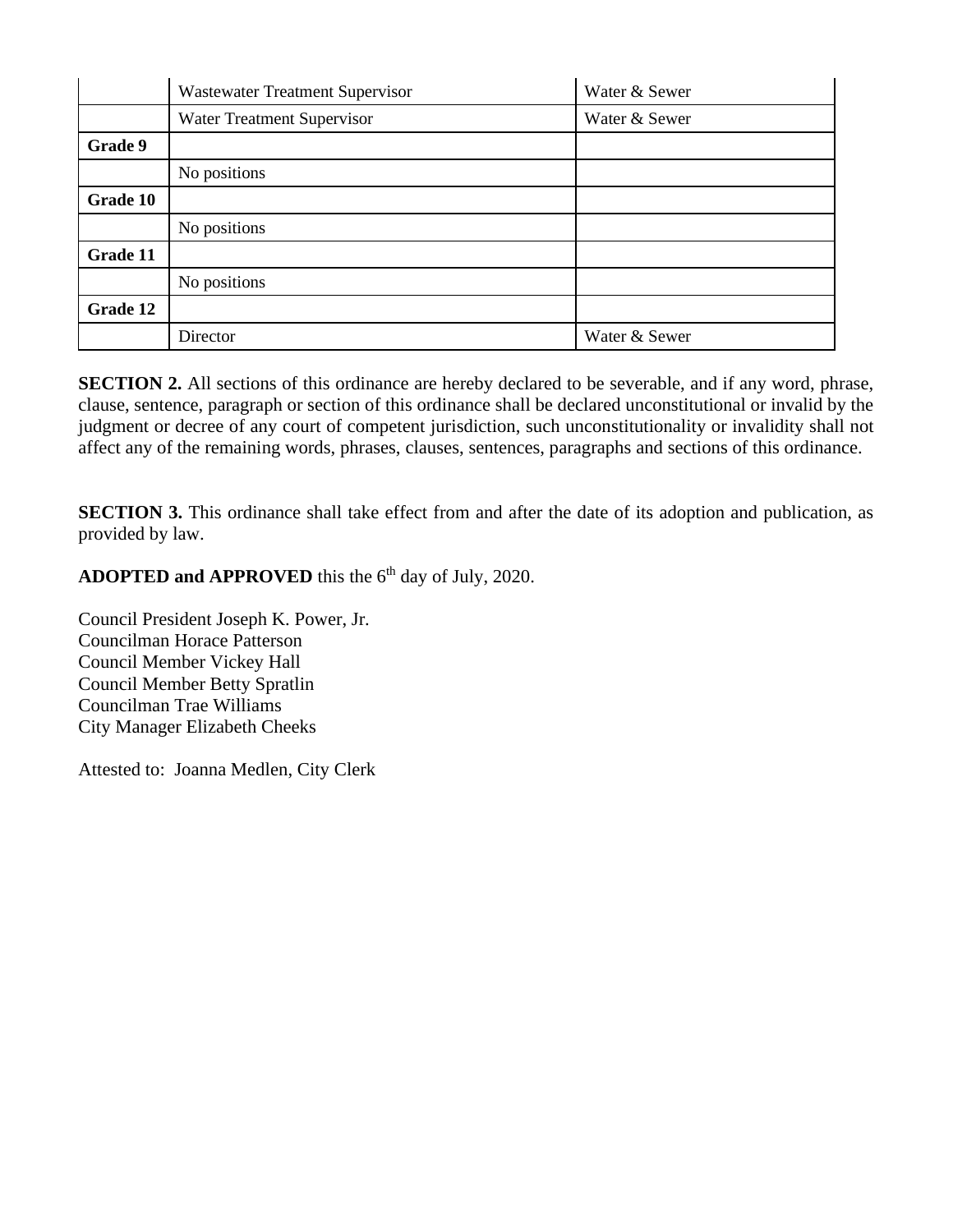| | | |
|---|---|---|
| | Wastewater Treatment Supervisor | Water & Sewer |
| | Water Treatment Supervisor | Water & Sewer |
| **Grade 9** | | |
| | No positions | |
| **Grade 10** | | |
| | No positions | |
| **Grade 11** | | |
| | No positions | |
| **Grade 12** | | |
| | Director | Water & Sewer |

**SECTION 2.** All sections of this ordinance are hereby declared to be severable, and if any word, phrase, clause, sentence, paragraph or section of this ordinance shall be declared unconstitutional or invalid by the judgment or decree of any court of competent jurisdiction, such unconstitutionality or invalidity shall not affect any of the remaining words, phrases, clauses, sentences, paragraphs and sections of this ordinance.

**SECTION 3.** This ordinance shall take effect from and after the date of its adoption and publication, as provided by law.

**ADOPTED and APPROVED** this the 6th day of July, 2020.

Council President Joseph K. Power, Jr.
Councilman Horace Patterson
Council Member Vickey Hall
Council Member Betty Spratlin
Councilman Trae Williams
City Manager Elizabeth Cheeks

Attested to: Joanna Medlen, City Clerk